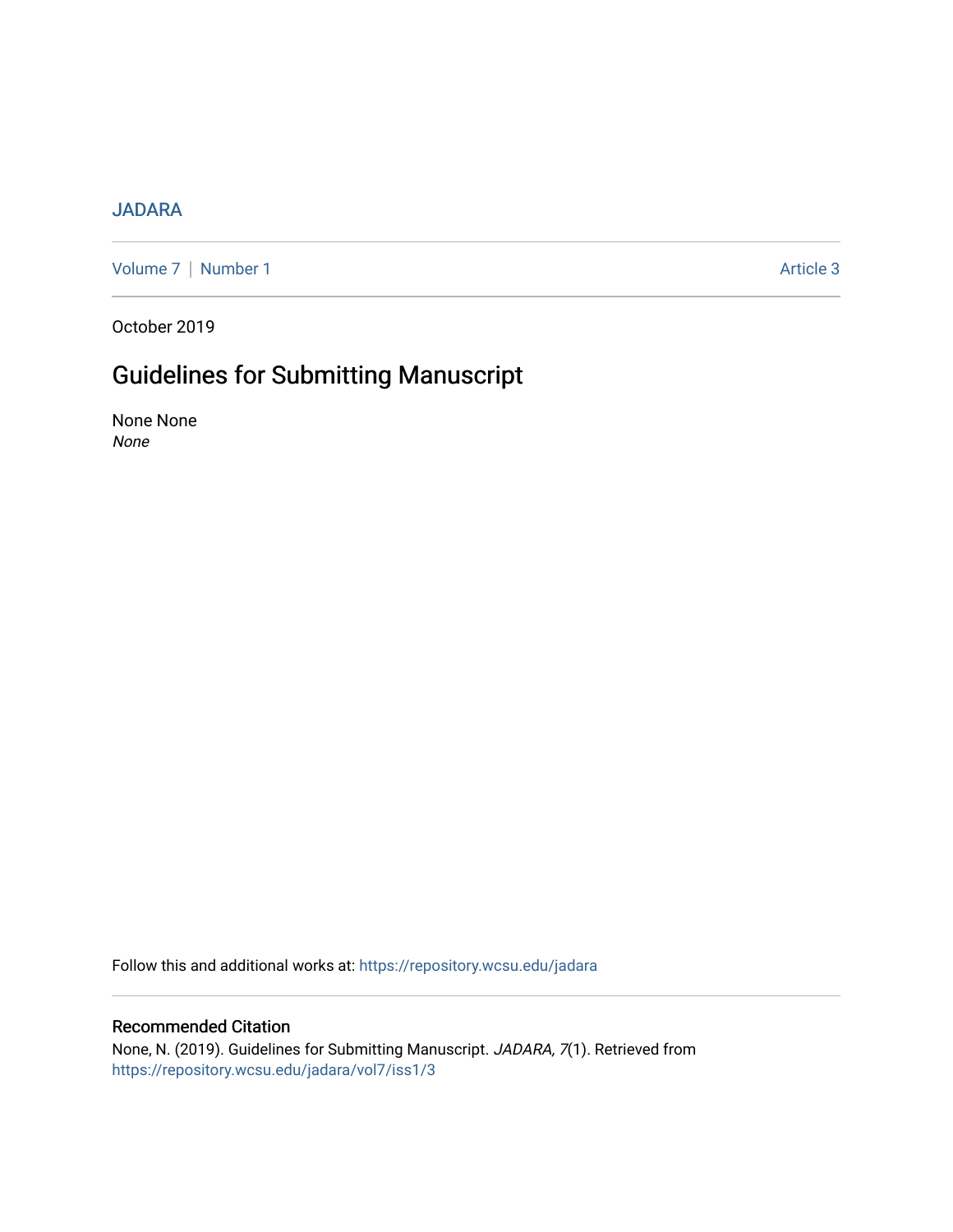JADARA

Volume 7 | Number 1 Article 3

October 2019

# Guidelines for Submitting Manuscript

None None
*None*

Follow this and additional works at: https://repository.wcsu.edu/jadara

## Recommended Citation

None, N. (2019). Guidelines for Submitting Manuscript. *JADARA, 7*(1). Retrieved from https://repository.wcsu.edu/jadara/vol7/iss1/3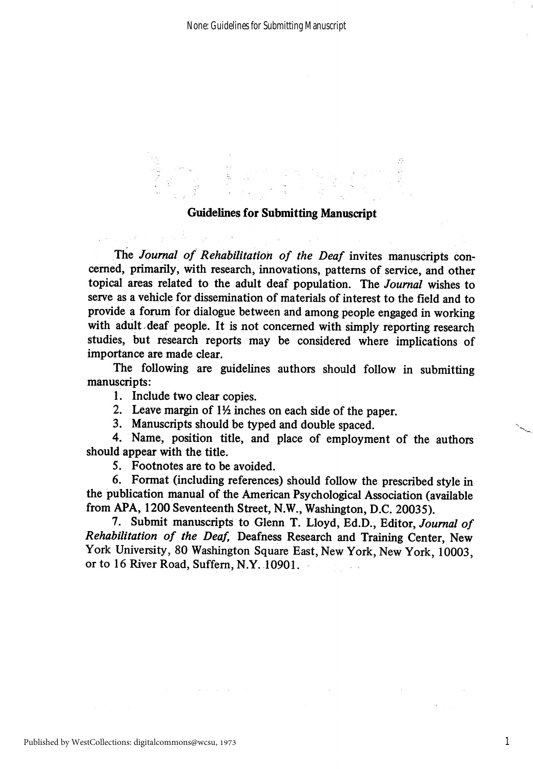## Guidelines for Submitting Manuscript

The *Journal of Rehabilitation of the Deaf* invites manuscripts concerned, primarily, with research, innovations, patterns of service, and other topical areas related to the adult deaf population. The *Journal* wishes to serve as a vehicle for dissemination of materials of interest to the field and to provide a forum for dialogue between and among people engaged in working with adult deaf people. It is not concerned with simply reporting research studies, but research reports may be considered where implications of importance are made clear.

The following are guidelines authors should follow in submitting manuscripts:

1. Include two clear copies.
2. Leave margin of 1½ inches on each side of the paper.
3. Manuscripts should be typed and double spaced.
4. Name, position title, and place of employment of the authors should appear with the title.
5. Footnotes are to be avoided.
6. Format (including references) should follow the prescribed style in the publication manual of the American Psychological Association (available from APA, 1200 Seventeenth Street, N.W., Washington, D.C. 20035).
7. Submit manuscripts to Glenn T. Lloyd, Ed.D., Editor, *Journal of Rehabilitation of the Deaf,* Deafness Research and Training Center, New York University, 80 Washington Square East, New York, New York, 10003, or to 16 River Road, Suffern, N.Y. 10901.